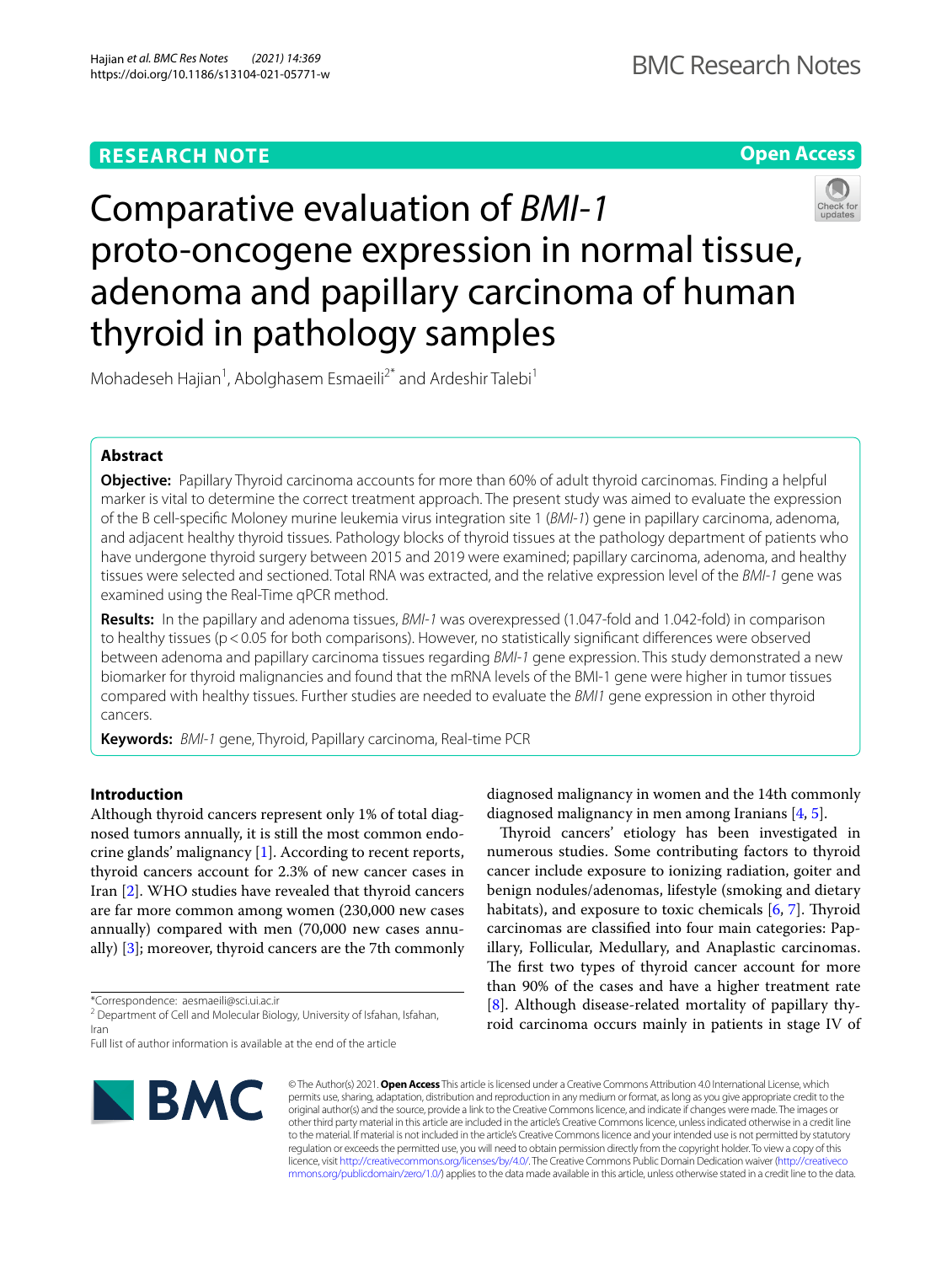RESEARCH NOTE

Open Access

# Comparative evaluation of *BMI-1* proto-oncogene expression in normal tissue, adenoma and papillary carcinoma of human thyroid in pathology samples

Mohadeseh Hajian[1], Abolghasem Esmaeili[2*] and Ardeshir Talebi[1]

## Abstract

**Objective:** Papillary Thyroid carcinoma accounts for more than 60% of adult thyroid carcinomas. Finding a helpful marker is vital to determine the correct treatment approach. The present study was aimed to evaluate the expression of the B cell-specific Moloney murine leukemia virus integration site 1 (*BMI-1*) gene in papillary carcinoma, adenoma, and adjacent healthy thyroid tissues. Pathology blocks of thyroid tissues at the pathology department of patients who have undergone thyroid surgery between 2015 and 2019 were examined; papillary carcinoma, adenoma, and healthy tissues were selected and sectioned. Total RNA was extracted, and the relative expression level of the *BMI-1* gene was examined using the Real-Time qPCR method.

**Results:** In the papillary and adenoma tissues, *BMI-1* was overexpressed (1.047-fold and 1.042-fold) in comparison to healthy tissues ($p < 0.05$ for both comparisons). However, no statistically significant differences were observed between adenoma and papillary carcinoma tissues regarding *BMI-1* gene expression. This study demonstrated a new biomarker for thyroid malignancies and found that the mRNA levels of the BMI-1 gene were higher in tumor tissues compared with healthy tissues. Further studies are needed to evaluate the *BMI1* gene expression in other thyroid cancers.

**Keywords:** *BMI-1* gene, Thyroid, Papillary carcinoma, Real-time PCR

## Introduction

Although thyroid cancers represent only 1% of total diagnosed tumors annually, it is still the most common endocrine glands' malignancy [1]. According to recent reports, thyroid cancers account for 2.3% of new cancer cases in Iran [2]. WHO studies have revealed that thyroid cancers are far more common among women (230,000 new cases annually) compared with men (70,000 new cases annually) [3]; moreover, thyroid cancers are the 7th commonly diagnosed malignancy in women and the 14th commonly diagnosed malignancy in men among Iranians [4, 5].

Thyroid cancers' etiology has been investigated in numerous studies. Some contributing factors to thyroid cancer include exposure to ionizing radiation, goiter and benign nodules/adenomas, lifestyle (smoking and dietary habitats), and exposure to toxic chemicals [6, 7]. Thyroid carcinomas are classified into four main categories: Papillary, Follicular, Medullary, and Anaplastic carcinomas. The first two types of thyroid cancer account for more than 90% of the cases and have a higher treatment rate [8]. Although disease-related mortality of papillary thyroid carcinoma occurs mainly in patients in stage IV of

*Correspondence: aesmaeili@sci.ui.ac.ir
[2] Department of Cell and Molecular Biology, University of Isfahan, Isfahan, Iran
Full list of author information is available at the end of the article

© The Author(s) 2021. **Open Access** This article is licensed under a Creative Commons Attribution 4.0 International License, which permits use, sharing, adaptation, distribution and reproduction in any medium or format, as long as you give appropriate credit to the original author(s) and the source, provide a link to the Creative Commons licence, and indicate if changes were made. The images or other third party material in this article are included in the article's Creative Commons licence, unless indicated otherwise in a credit line to the material. If material is not included in the article's Creative Commons licence and your intended use is not permitted by statutory regulation or exceeds the permitted use, you will need to obtain permission directly from the copyright holder. To view a copy of this licence, visit http://creativecommons.org/licenses/by/4.0/. The Creative Commons Public Domain Dedication waiver (http://creativecommons.org/publicdomain/zero/1.0/) applies to the data made available in this article, unless otherwise stated in a credit line to the data.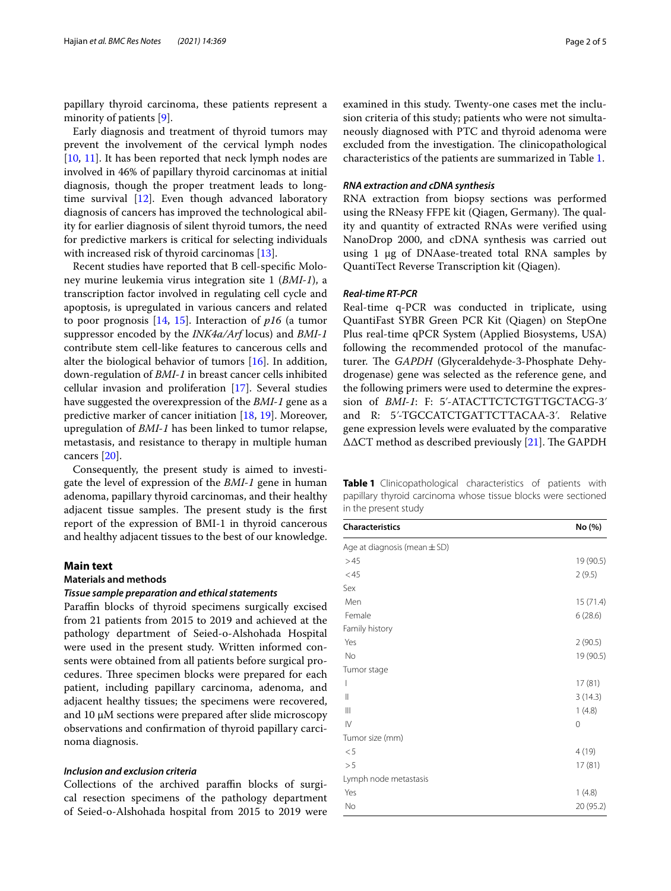papillary thyroid carcinoma, these patients represent a minority of patients [9].

Early diagnosis and treatment of thyroid tumors may prevent the involvement of the cervical lymph nodes [10, 11]. It has been reported that neck lymph nodes are involved in 46% of papillary thyroid carcinomas at initial diagnosis, though the proper treatment leads to long-time survival [12]. Even though advanced laboratory diagnosis of cancers has improved the technological ability for earlier diagnosis of silent thyroid tumors, the need for predictive markers is critical for selecting individuals with increased risk of thyroid carcinomas [13].

Recent studies have reported that B cell-specific Moloney murine leukemia virus integration site 1 (*BMI-1*), a transcription factor involved in regulating cell cycle and apoptosis, is upregulated in various cancers and related to poor prognosis [14, 15]. Interaction of *p16* (a tumor suppressor encoded by the *INK4a/Arf* locus) and *BMI-1* contribute stem cell-like features to cancerous cells and alter the biological behavior of tumors [16]. In addition, down-regulation of *BMI-1* in breast cancer cells inhibited cellular invasion and proliferation [17]. Several studies have suggested the overexpression of the *BMI-1* gene as a predictive marker of cancer initiation [18, 19]. Moreover, upregulation of *BMI-1* has been linked to tumor relapse, metastasis, and resistance to therapy in multiple human cancers [20].

Consequently, the present study is aimed to investigate the level of expression of the *BMI-1* gene in human adenoma, papillary thyroid carcinomas, and their healthy adjacent tissue samples. The present study is the first report of the expression of BMI-1 in thyroid cancerous and healthy adjacent tissues to the best of our knowledge.

## Main text

### Materials and methods

#### *Tissue sample preparation and ethical statements*

Paraffin blocks of thyroid specimens surgically excised from 21 patients from 2015 to 2019 and achieved at the pathology department of Seied-o-Alshohada Hospital were used in the present study. Written informed consents were obtained from all patients before surgical procedures. Three specimen blocks were prepared for each patient, including papillary carcinoma, adenoma, and adjacent healthy tissues; the specimens were recovered, and 10 μM sections were prepared after slide microscopy observations and confirmation of thyroid papillary carcinoma diagnosis.

#### *Inclusion and exclusion criteria*

Collections of the archived paraffin blocks of surgical resection specimens of the pathology department of Seied-o-Alshohada hospital from 2015 to 2019 were examined in this study. Twenty-one cases met the inclusion criteria of this study; patients who were not simultaneously diagnosed with PTC and thyroid adenoma were excluded from the investigation. The clinicopathological characteristics of the patients are summarized in Table 1.

#### *RNA extraction and cDNA synthesis*

RNA extraction from biopsy sections was performed using the RNeasy FFPE kit (Qiagen, Germany). The quality and quantity of extracted RNAs were verified using NanoDrop 2000, and cDNA synthesis was carried out using 1 μg of DNAase-treated total RNA samples by QuantiTect Reverse Transcription kit (Qiagen).

#### *Real-time RT-PCR*

Real-time q-PCR was conducted in triplicate, using QuantiFast SYBR Green PCR Kit (Qiagen) on StepOne Plus real-time qPCR System (Applied Biosystems, USA) following the recommended protocol of the manufacturer. The *GAPDH* (Glyceraldehyde-3-Phosphate Dehydrogenase) gene was selected as the reference gene, and the following primers were used to determine the expression of *BMI-1*: F: 5′-ATACTTCTCTGTTGCTACG-3′ and R: 5′-TGCCATCTGATTCTTACAA-3′. Relative gene expression levels were evaluated by the comparative ΔΔCT method as described previously [21]. The GAPDH

**Table 1** Clinicopathological characteristics of patients with papillary thyroid carcinoma whose tissue blocks were sectioned in the present study

| Characteristics | No (%) |
|---|---|
| Age at diagnosis (mean ± SD) | |
| > 45 | 19 (90.5) |
| < 45 | 2 (9.5) |
| Sex | |
| Men | 15 (71.4) |
| Female | 6 (28.6) |
| Family history | |
| Yes | 2 (90.5) |
| No | 19 (90.5) |
| Tumor stage | |
| I | 17 (81) |
| II | 3 (14.3) |
| III | 1 (4.8) |
| IV | 0 |
| Tumor size (mm) | |
| < 5 | 4 (19) |
| > 5 | 17 (81) |
| Lymph node metastasis | |
| Yes | 1 (4.8) |
| No | 20 (95.2) |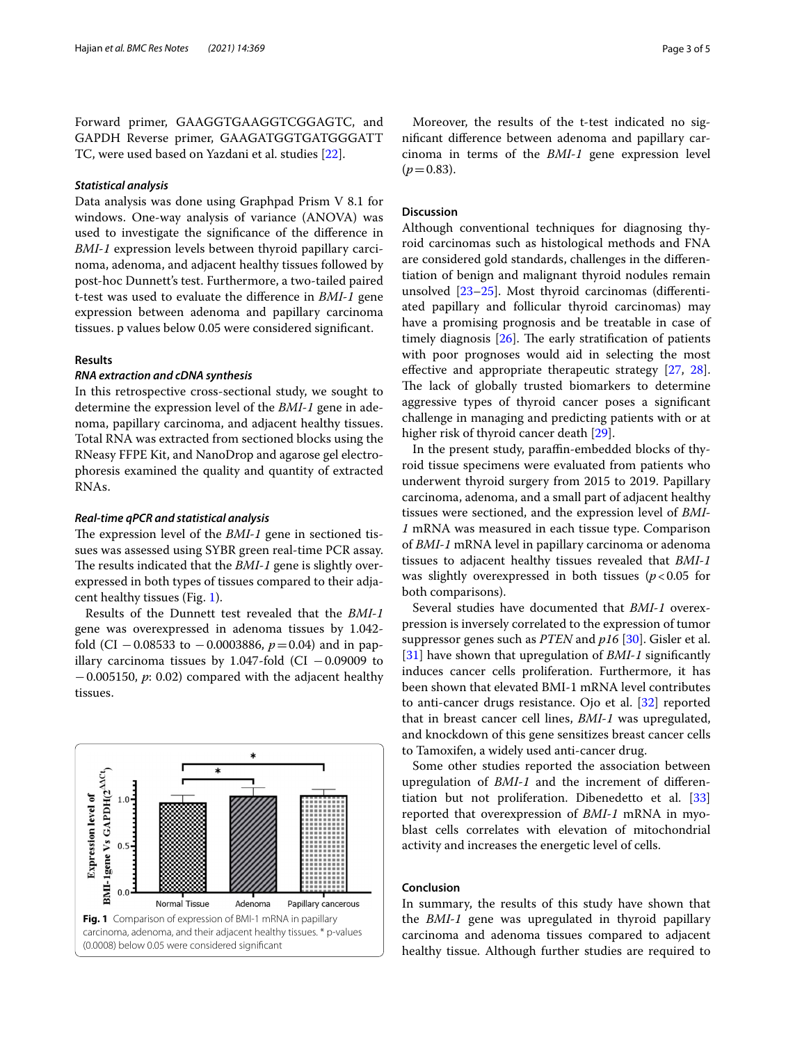Forward primer, GAAGGTGAAGGTCGGAGTC, and GAPDH Reverse primer, GAAGATGGTGATGGGATT TC, were used based on Yazdani et al. studies [22].

### *Statistical analysis*

Data analysis was done using Graphpad Prism V 8.1 for windows. One-way analysis of variance (ANOVA) was used to investigate the significance of the difference in *BMI-1* expression levels between thyroid papillary carcinoma, adenoma, and adjacent healthy tissues followed by post-hoc Dunnett's test. Furthermore, a two-tailed paired t-test was used to evaluate the difference in *BMI-1* gene expression between adenoma and papillary carcinoma tissues. p values below 0.05 were considered significant.

## Results

### *RNA extraction and cDNA synthesis*

In this retrospective cross-sectional study, we sought to determine the expression level of the *BMI-1* gene in adenoma, papillary carcinoma, and adjacent healthy tissues. Total RNA was extracted from sectioned blocks using the RNeasy FFPE Kit, and NanoDrop and agarose gel electrophoresis examined the quality and quantity of extracted RNAs.

### *Real-time qPCR and statistical analysis*

The expression level of the *BMI-1* gene in sectioned tissues was assessed using SYBR green real-time PCR assay. The results indicated that the *BMI-1* gene is slightly overexpressed in both types of tissues compared to their adjacent healthy tissues (Fig. 1).

Results of the Dunnett test revealed that the *BMI-1* gene was overexpressed in adenoma tissues by 1.042-fold (CI −0.08533 to −0.0003886, $p=0.04$) and in papillary carcinoma tissues by 1.047-fold (CI −0.09009 to −0.005150, *p*: 0.02) compared with the adjacent healthy tissues.

**Fig. 1** Comparison of expression of BMI-1 mRNA in papillary carcinoma, adenoma, and their adjacent healthy tissues. * p-values (0.0008) below 0.05 were considered significant

Moreover, the results of the t-test indicated no significant difference between adenoma and papillary carcinoma in terms of the *BMI-1* gene expression level ($p=0.83$).

## Discussion

Although conventional techniques for diagnosing thyroid carcinomas such as histological methods and FNA are considered gold standards, challenges in the differentiation of benign and malignant thyroid nodules remain unsolved [23–25]. Most thyroid carcinomas (differentiated papillary and follicular thyroid carcinomas) may have a promising prognosis and be treatable in case of timely diagnosis [26]. The early stratification of patients with poor prognoses would aid in selecting the most effective and appropriate therapeutic strategy [27, 28]. The lack of globally trusted biomarkers to determine aggressive types of thyroid cancer poses a significant challenge in managing and predicting patients with or at higher risk of thyroid cancer death [29].

In the present study, paraffin-embedded blocks of thyroid tissue specimens were evaluated from patients who underwent thyroid surgery from 2015 to 2019. Papillary carcinoma, adenoma, and a small part of adjacent healthy tissues were sectioned, and the expression level of *BMI-1* mRNA was measured in each tissue type. Comparison of *BMI-1* mRNA level in papillary carcinoma or adenoma tissues to adjacent healthy tissues revealed that *BMI-1* was slightly overexpressed in both tissues ($p<0.05$ for both comparisons).

Several studies have documented that *BMI-1* overexpression is inversely correlated to the expression of tumor suppressor genes such as *PTEN* and *p16* [30]. Gisler et al. [31] have shown that upregulation of *BMI-1* significantly induces cancer cells proliferation. Furthermore, it has been shown that elevated BMI-1 mRNA level contributes to anti-cancer drugs resistance. Ojo et al. [32] reported that in breast cancer cell lines, *BMI-1* was upregulated, and knockdown of this gene sensitizes breast cancer cells to Tamoxifen, a widely used anti-cancer drug.

Some other studies reported the association between upregulation of *BMI-1* and the increment of differentiation but not proliferation. Dibenedetto et al. [33] reported that overexpression of *BMI-1* mRNA in myoblast cells correlates with elevation of mitochondrial activity and increases the energetic level of cells.

## Conclusion

In summary, the results of this study have shown that the *BMI-1* gene was upregulated in thyroid papillary carcinoma and adenoma tissues compared to adjacent healthy tissue. Although further studies are required to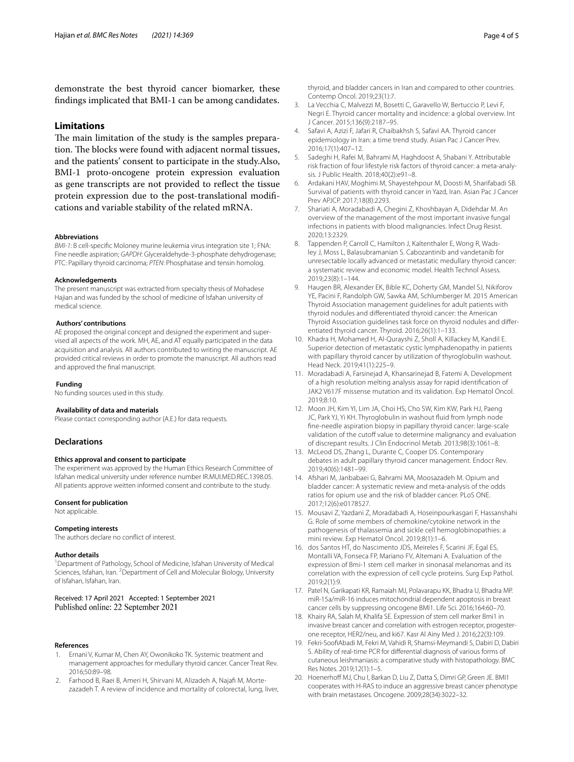demonstrate the best thyroid cancer biomarker, these findings implicated that BMI-1 can be among candidates.

## Limitations

The main limitation of the study is the samples preparation. The blocks were found with adjacent normal tissues, and the patients' consent to participate in the study.Also, BMI-1 proto-oncogene protein expression evaluation as gene transcripts are not provided to reflect the tissue protein expression due to the post-translational modifications and variable stability of the related mRNA.

#### Abbreviations

*BMI-1*: B cell-specific Moloney murine leukemia virus integration site 1; FNA: Fine needle aspiration; *GAPDH*: Glyceraldehyde-3-phosphate dehydrogenase; PTC: Papillary thyroid carcinoma; *PTEN*: Phosphatase and tensin homolog.

#### Acknowledgements

The present manuscript was extracted from specialty thesis of Mohadese Hajian and was funded by the school of medicine of Isfahan university of medical science.

#### Authors' contributions

AE proposed the original concept and designed the experiment and supervised all aspects of the work. MH, AE, and AT equally participated in the data acquisition and analysis. All authors contributed to writing the manuscript. AE provided critical reviews in order to promote the manuscript. All authors read and approved the final manuscript.

#### Funding

No funding sources used in this study.

#### Availability of data and materials

Please contact corresponding author (A.E.) for data requests.

## Declarations

#### Ethics approval and consent to participate

The experiment was approved by the Human Ethics Research Committee of Isfahan medical university under reference number IR.MUI.MED.REC.1398.05. All patients approve weitten informed consent and contribute to the study.

#### Consent for publication

Not applicable.

#### Competing interests

The authors declare no conflict of interest.

#### Author details

[1]Department of Pathology, School of Medicine, Isfahan University of Medical Sciences, Isfahan, Iran. [2]Department of Cell and Molecular Biology, University of Isfahan, Isfahan, Iran.

Received: 17 April 2021 Accepted: 1 September 2021
Published online: 22 September 2021

#### References

1. Ernani V, Kumar M, Chen AY, Owonikoko TK. Systemic treatment and management approaches for medullary thyroid cancer. Cancer Treat Rev. 2016;50:89–98.
2. Farhood B, Raei B, Ameri H, Shirvani M, Alizadeh A, Najafi M, Mortezazadeh T. A review of incidence and mortality of colorectal, lung, liver, thyroid, and bladder cancers in Iran and compared to other countries. Contemp Oncol. 2019;23(1):7.
3. La Vecchia C, Malvezzi M, Bosetti C, Garavello W, Bertuccio P, Levi F, Negri E. Thyroid cancer mortality and incidence: a global overview. Int J Cancer. 2015;136(9):2187–95.
4. Safavi A, Azizi F, Jafari R, Chaibakhsh S, Safavi AA. Thyroid cancer epidemiology in Iran: a time trend study. Asian Pac J Cancer Prev. 2016;17(1):407–12.
5. Sadeghi H, Rafei M, Bahrami M, Haghdoost A, Shabani Y. Attributable risk fraction of four lifestyle risk factors of thyroid cancer: a meta-analysis. J Public Health. 2018;40(2):e91–8.
6. Ardakani HAV, Moghimi M, Shayestehpour M, Doosti M, Sharifabadi SB. Survival of patients with thyroid cancer in Yazd, Iran. Asian Pac J Cancer Prev APJCP. 2017;18(8):2293.
7. Shariati A, Moradabadi A, Chegini Z, Khoshbayan A, Didehdar M. An overview of the management of the most important invasive fungal infections in patients with blood malignancies. Infect Drug Resist. 2020;13:2329.
8. Tappenden P, Carroll C, Hamilton J, Kaltenthaler E, Wong R, Wadsley J, Moss L, Balasubramanian S. Cabozantinib and vandetanib for unresectable locally advanced or metastatic medullary thyroid cancer: a systematic review and economic model. Health Technol Assess. 2019;23(8):1–144.
9. Haugen BR, Alexander EK, Bible KC, Doherty GM, Mandel SJ, Nikiforov YE, Pacini F, Randolph GW, Sawka AM, Schlumberger M. 2015 American Thyroid Association management guidelines for adult patients with thyroid nodules and differentiated thyroid cancer: the American Thyroid Association guidelines task force on thyroid nodules and differentiated thyroid cancer. Thyroid. 2016;26(1):1–133.
10. Khadra H, Mohamed H, Al-Qurayshi Z, Sholl A, Killackey M, Kandil E. Superior detection of metastatic cystic lymphadenopathy in patients with papillary thyroid cancer by utilization of thyroglobulin washout. Head Neck. 2019;41(1):225–9.
11. Moradabadi A, Farsinejad A, Khansarinejad B, Fatemi A. Development of a high resolution melting analysis assay for rapid identification of JAK2 V617F missense mutation and its validation. Exp Hematol Oncol. 2019;8:10.
12. Moon JH, Kim YI, Lim JA, Choi HS, Cho SW, Kim KW, Park HJ, Paeng JC, Park YJ, Yi KH. Thyroglobulin in washout fluid from lymph node fine-needle aspiration biopsy in papillary thyroid cancer: large-scale validation of the cutoff value to determine malignancy and evaluation of discrepant results. J Clin Endocrinol Metab. 2013;98(3):1061–8.
13. McLeod DS, Zhang L, Durante C, Cooper DS. Contemporary debates in adult papillary thyroid cancer management. Endocr Rev. 2019;40(6):1481–99.
14. Afshari M, Janbabaei G, Bahrami MA, Moosazadeh M. Opium and bladder cancer: A systematic review and meta-analysis of the odds ratios for opium use and the risk of bladder cancer. PLoS ONE. 2017;12(6):e0178527.
15. Mousavi Z, Yazdani Z, Moradabadi A, Hoseinpourkasgari F, Hassanshahi G. Role of some members of chemokine/cytokine network in the pathogenesis of thalassemia and sickle cell hemoglobinopathies: a mini review. Exp Hematol Oncol. 2019;8(1):1–6.
16. dos Santos HT, do Nascimento JDS, Meireles F, Scarini JF, Egal ES, Montalli VA, Fonseca FP, Mariano FV, Altemani A. Evaluation of the expression of Bmi-1 stem cell marker in sinonasal melanomas and its correlation with the expression of cell cycle proteins. Surg Exp Pathol. 2019;2(1):9.
17. Patel N, Garikapati KR, Ramaiah MJ, Polavarapu KK, Bhadra U, Bhadra MP. miR-15a/miR-16 induces mitochondrial dependent apoptosis in breast cancer cells by suppressing oncogene BMI1. Life Sci. 2016;164:60–70.
18. Khairy RA, Salah M, Khalifa SE. Expression of stem cell marker Bmi1 in invasive breast cancer and correlation with estrogen receptor, progesterone receptor, HER2/neu, and ki67. Kasr Al Ainy Med J. 2016;22(3):109.
19. Fekri-SoofiAbadi M, Fekri M, Vahidi R, Shamsi-Meymandi S, Dabiri D, Dabiri S. Ability of real-time PCR for differential diagnosis of various forms of cutaneous leishmaniasis: a comparative study with histopathology. BMC Res Notes. 2019;12(1):1–5.
20. Hoenerhoff MJ, Chu I, Barkan D, Liu Z, Datta S, Dimri GP, Green JE. BMI1 cooperates with H-RAS to induce an aggressive breast cancer phenotype with brain metastases. Oncogene. 2009;28(34):3022–32.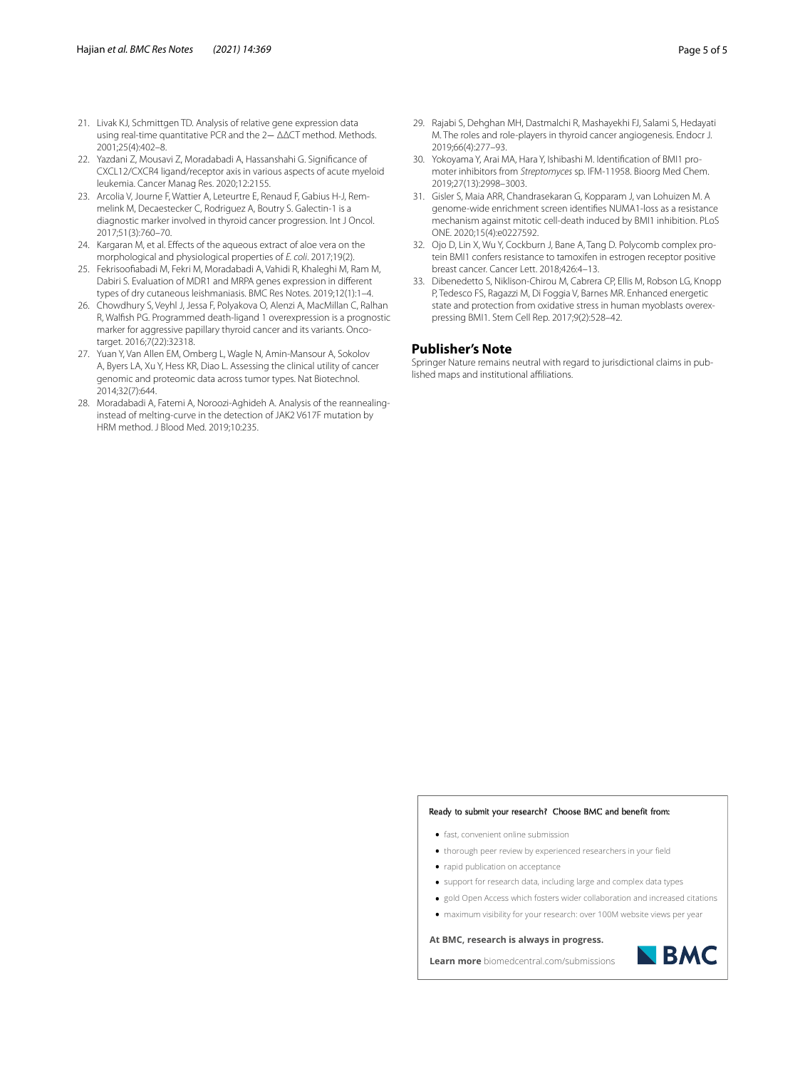21. Livak KJ, Schmittgen TD. Analysis of relative gene expression data using real-time quantitative PCR and the 2− ΔΔCT method. Methods. 2001;25(4):402–8.
22. Yazdani Z, Mousavi Z, Moradabadi A, Hassanshahi G. Significance of CXCL12/CXCR4 ligand/receptor axis in various aspects of acute myeloid leukemia. Cancer Manag Res. 2020;12:2155.
23. Arcolia V, Journe F, Wattier A, Leteurtre E, Renaud F, Gabius H-J, Remmelink M, Decaestecker C, Rodriguez A, Boutry S. Galectin-1 is a diagnostic marker involved in thyroid cancer progression. Int J Oncol. 2017;51(3):760–70.
24. Kargaran M, et al. Effects of the aqueous extract of aloe vera on the morphological and physiological properties of *E. coli*. 2017;19(2).
25. Fekrisoofiabadi M, Fekri M, Moradabadi A, Vahidi R, Khaleghi M, Ram M, Dabiri S. Evaluation of MDR1 and MRPA genes expression in different types of dry cutaneous leishmaniasis. BMC Res Notes. 2019;12(1):1–4.
26. Chowdhury S, Veyhl J, Jessa F, Polyakova O, Alenzi A, MacMillan C, Ralhan R, Walfish PG. Programmed death-ligand 1 overexpression is a prognostic marker for aggressive papillary thyroid cancer and its variants. Oncotarget. 2016;7(22):32318.
27. Yuan Y, Van Allen EM, Omberg L, Wagle N, Amin-Mansour A, Sokolov A, Byers LA, Xu Y, Hess KR, Diao L. Assessing the clinical utility of cancer genomic and proteomic data across tumor types. Nat Biotechnol. 2014;32(7):644.
28. Moradabadi A, Fatemi A, Noroozi-Aghideh A. Analysis of the reannealing-instead of melting-curve in the detection of JAK2 V617F mutation by HRM method. J Blood Med. 2019;10:235.
29. Rajabi S, Dehghan MH, Dastmalchi R, Mashayekhi FJ, Salami S, Hedayati M. The roles and role-players in thyroid cancer angiogenesis. Endocr J. 2019;66(4):277–93.
30. Yokoyama Y, Arai MA, Hara Y, Ishibashi M. Identification of BMI1 promoter inhibitors from *Streptomyces* sp. IFM-11958. Bioorg Med Chem. 2019;27(13):2998–3003.
31. Gisler S, Maia ARR, Chandrasekaran G, Kopparam J, van Lohuizen M. A genome-wide enrichment screen identifies NUMA1-loss as a resistance mechanism against mitotic cell-death induced by BMI1 inhibition. PLoS ONE. 2020;15(4):e0227592.
32. Ojo D, Lin X, Wu Y, Cockburn J, Bane A, Tang D. Polycomb complex protein BMI1 confers resistance to tamoxifen in estrogen receptor positive breast cancer. Cancer Lett. 2018;426:4–13.
33. Dibenedetto S, Niklison-Chirou M, Cabrera CP, Ellis M, Robson LG, Knopp P, Tedesco FS, Ragazzi M, Di Foggia V, Barnes MR. Enhanced energetic state and protection from oxidative stress in human myoblasts overexpressing BMI1. Stem Cell Rep. 2017;9(2):528–42.

## Publisher's Note

Springer Nature remains neutral with regard to jurisdictional claims in published maps and institutional affiliations.